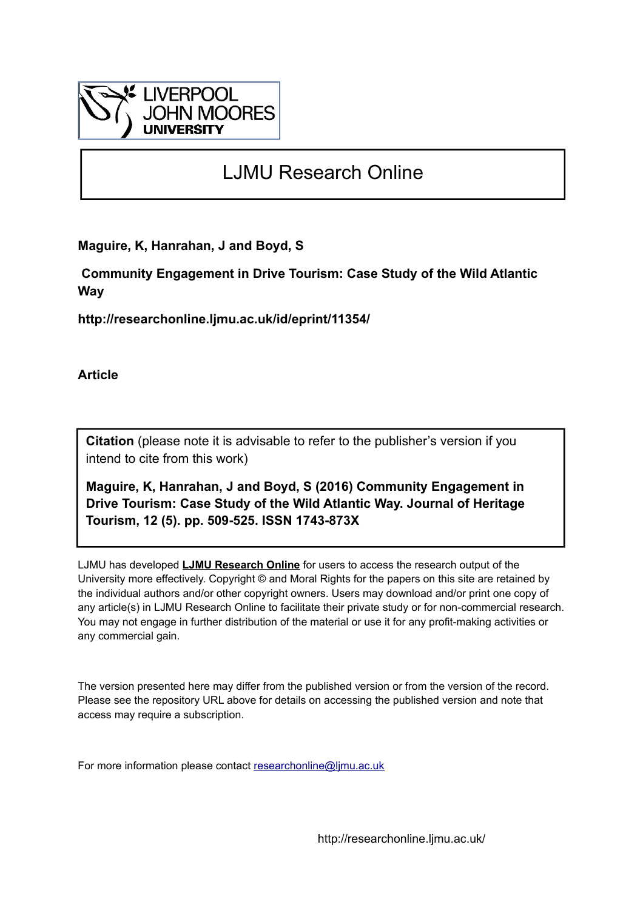LIVERPOOL
JOHN MOORES
UNIVERSITY

# LJMU Research Online

**Maguire, K, Hanrahan, J and Boyd, S**

**Community Engagement in Drive Tourism: Case Study of the Wild Atlantic Way**

**http://researchonline.ljmu.ac.uk/id/eprint/11354/**

**Article**

**Citation** (please note it is advisable to refer to the publisher's version if you intend to cite from this work)

**Maguire, K, Hanrahan, J and Boyd, S (2016) Community Engagement in Drive Tourism: Case Study of the Wild Atlantic Way. Journal of Heritage Tourism, 12 (5). pp. 509-525. ISSN 1743-873X**

LJMU has developed **LJMU Research Online** for users to access the research output of the University more effectively. Copyright © and Moral Rights for the papers on this site are retained by the individual authors and/or other copyright owners. Users may download and/or print one copy of any article(s) in LJMU Research Online to facilitate their private study or for non-commercial research. You may not engage in further distribution of the material or use it for any profit-making activities or any commercial gain.

The version presented here may differ from the published version or from the version of the record. Please see the repository URL above for details on accessing the published version and note that access may require a subscription.

For more information please contact researchonline@ljmu.ac.uk

http://researchonline.ljmu.ac.uk/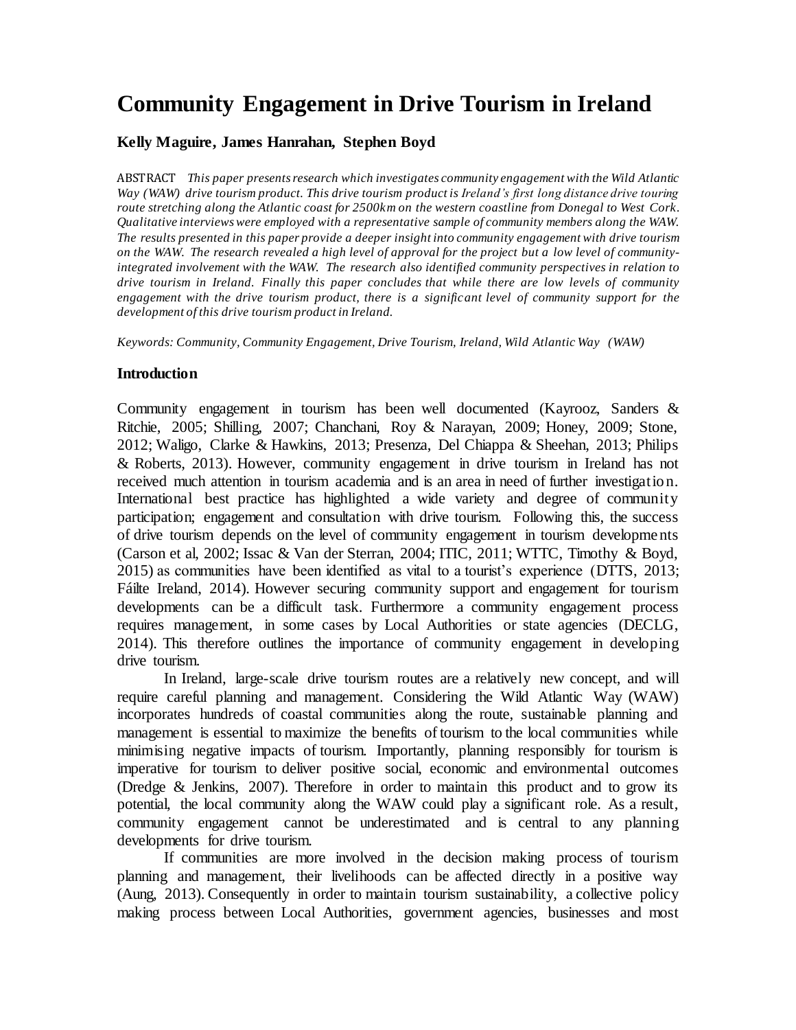# Community Engagement in Drive Tourism in Ireland

**Kelly Maguire, James Hanrahan, Stephen Boyd**

ABSTRACT *This paper presents research which investigates community engagement with the Wild Atlantic Way (WAW) drive tourism product. This drive tourism product is Ireland's first long distance drive touring route stretching along the Atlantic coast for 2500km on the western coastline from Donegal to West Cork. Qualitative interviews were employed with a representative sample of community members along the WAW. The results presented in this paper provide a deeper insight into community engagement with drive tourism on the WAW. The research revealed a high level of approval for the project but a low level of community-integrated involvement with the WAW. The research also identified community perspectives in relation to drive tourism in Ireland. Finally this paper concludes that while there are low levels of community engagement with the drive tourism product, there is a significant level of community support for the development of this drive tourism product in Ireland.*

*Keywords: Community, Community Engagement, Drive Tourism, Ireland, Wild Atlantic Way (WAW)*

## Introduction

Community engagement in tourism has been well documented (Kayrooz, Sanders & Ritchie, 2005; Shilling, 2007; Chanchani, Roy & Narayan, 2009; Honey, 2009; Stone, 2012; Waligo, Clarke & Hawkins, 2013; Presenza, Del Chiappa & Sheehan, 2013; Philips & Roberts, 2013). However, community engagement in drive tourism in Ireland has not received much attention in tourism academia and is an area in need of further investigation. International best practice has highlighted a wide variety and degree of community participation; engagement and consultation with drive tourism. Following this, the success of drive tourism depends on the level of community engagement in tourism developments (Carson et al, 2002; Issac & Van der Sterran, 2004; ITIC, 2011; WTTC, Timothy & Boyd, 2015) as communities have been identified as vital to a tourist's experience (DTTS, 2013; Fáilte Ireland, 2014). However securing community support and engagement for tourism developments can be a difficult task. Furthermore a community engagement process requires management, in some cases by Local Authorities or state agencies (DECLG, 2014). This therefore outlines the importance of community engagement in developing drive tourism.

In Ireland, large-scale drive tourism routes are a relatively new concept, and will require careful planning and management. Considering the Wild Atlantic Way (WAW) incorporates hundreds of coastal communities along the route, sustainable planning and management is essential to maximize the benefits of tourism to the local communities while minimising negative impacts of tourism. Importantly, planning responsibly for tourism is imperative for tourism to deliver positive social, economic and environmental outcomes (Dredge & Jenkins, 2007). Therefore in order to maintain this product and to grow its potential, the local community along the WAW could play a significant role. As a result, community engagement cannot be underestimated and is central to any planning developments for drive tourism.

If communities are more involved in the decision making process of tourism planning and management, their livelihoods can be affected directly in a positive way (Aung, 2013). Consequently in order to maintain tourism sustainability, a collective policy making process between Local Authorities, government agencies, businesses and most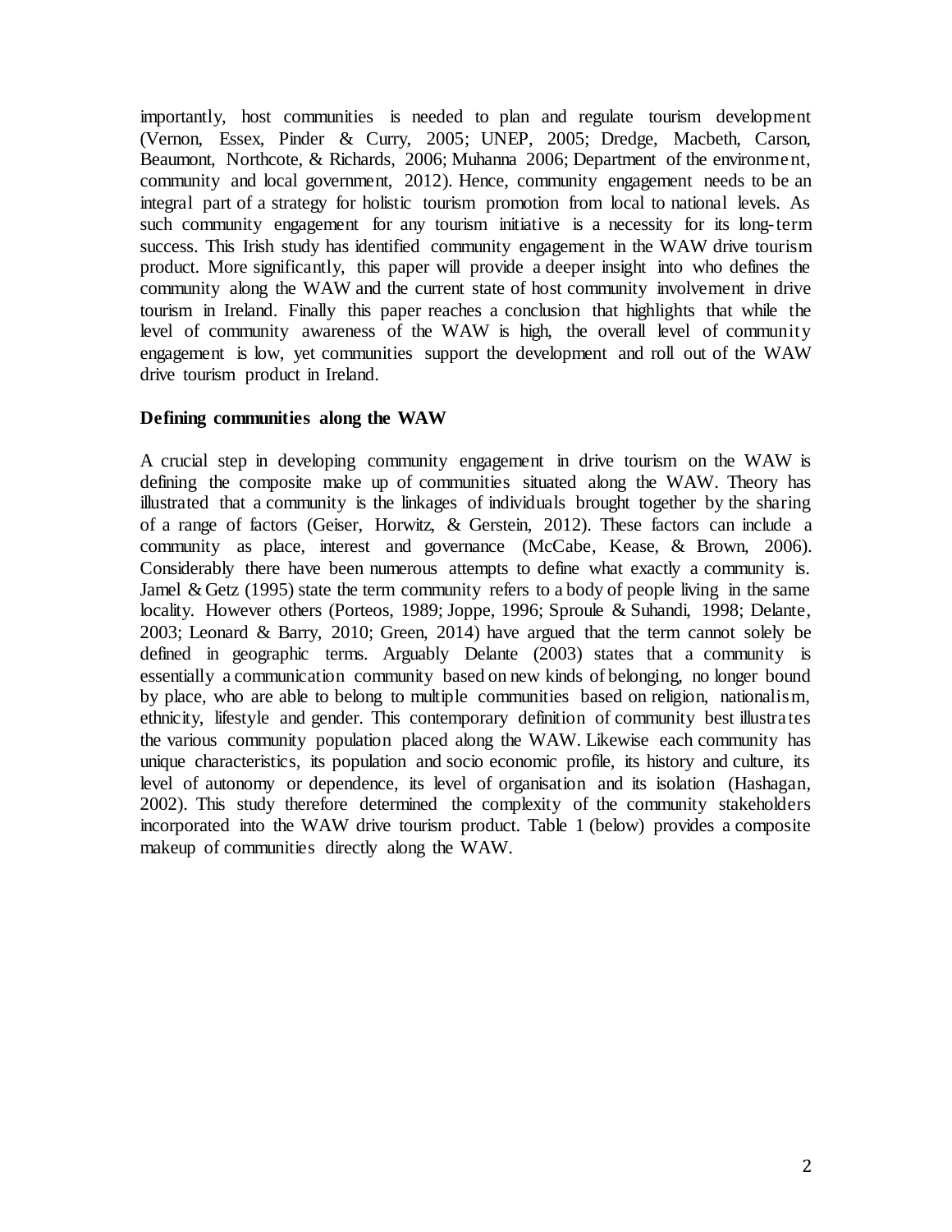importantly, host communities is needed to plan and regulate tourism development (Vernon, Essex, Pinder & Curry, 2005; UNEP, 2005; Dredge, Macbeth, Carson, Beaumont, Northcote, & Richards, 2006; Muhanna 2006; Department of the environment, community and local government, 2012). Hence, community engagement needs to be an integral part of a strategy for holistic tourism promotion from local to national levels. As such community engagement for any tourism initiative is a necessity for its long-term success. This Irish study has identified community engagement in the WAW drive tourism product. More significantly, this paper will provide a deeper insight into who defines the community along the WAW and the current state of host community involvement in drive tourism in Ireland. Finally this paper reaches a conclusion that highlights that while the level of community awareness of the WAW is high, the overall level of community engagement is low, yet communities support the development and roll out of the WAW drive tourism product in Ireland.

**Defining communities along the WAW**

A crucial step in developing community engagement in drive tourism on the WAW is defining the composite make up of communities situated along the WAW. Theory has illustrated that a community is the linkages of individuals brought together by the sharing of a range of factors (Geiser, Horwitz, & Gerstein, 2012). These factors can include a community as place, interest and governance (McCabe, Kease, & Brown, 2006). Considerably there have been numerous attempts to define what exactly a community is. Jamel & Getz (1995) state the term community refers to a body of people living in the same locality. However others (Porteos, 1989; Joppe, 1996; Sproule & Suhandi, 1998; Delante, 2003; Leonard & Barry, 2010; Green, 2014) have argued that the term cannot solely be defined in geographic terms. Arguably Delante (2003) states that a community is essentially a communication community based on new kinds of belonging, no longer bound by place, who are able to belong to multiple communities based on religion, nationalism, ethnicity, lifestyle and gender. This contemporary definition of community best illustrates the various community population placed along the WAW. Likewise each community has unique characteristics, its population and socio economic profile, its history and culture, its level of autonomy or dependence, its level of organisation and its isolation (Hashagan, 2002). This study therefore determined the complexity of the community stakeholders incorporated into the WAW drive tourism product. Table 1 (below) provides a composite makeup of communities directly along the WAW.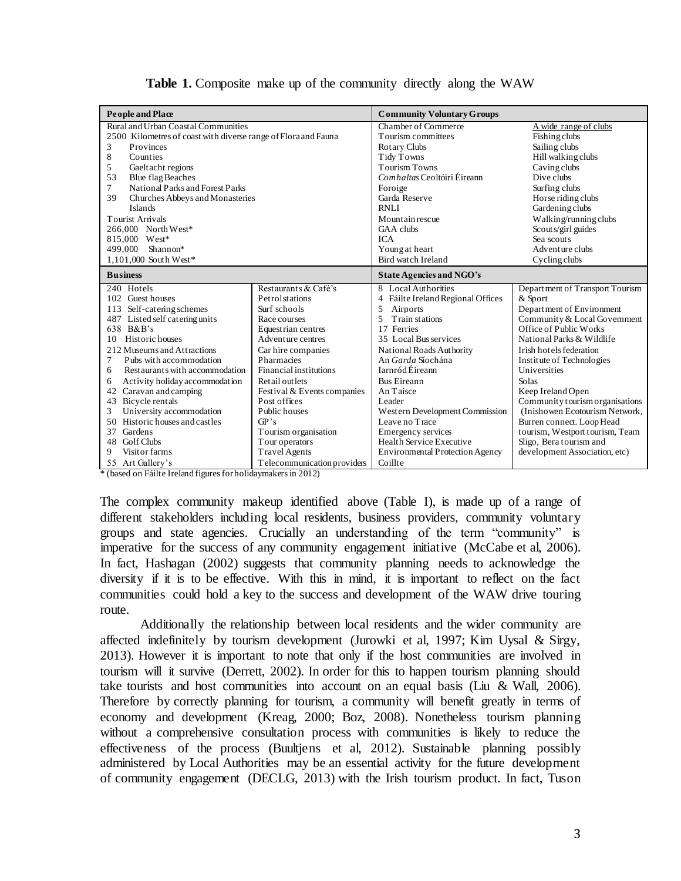**Table 1.** Composite make up of the community directly along the WAW

| People and Place | | Community Voluntary Groups | |
|---|---|---|---|
| Rural and Urban Coastal Communities | | Chamber of Commerce | A wide range of clubs |
| 2500 Kilometres of coast with diverse range of Flora and Fauna | | Tourism committees | Fishing clubs |
| 3 Provinces | | Rotary Clubs | Sailing clubs |
| 8 Counties | | Tidy Towns | Hill walking clubs |
| 5 Gaeltacht regions | | Tourism Towns | Caving clubs |
| 53 Blue flag Beaches | | *Comhaltas* Ceoltóirí Éireann | Dive clubs |
| 7 National Parks and Forest Parks | | Foroige | Surfing clubs |
| 39 Churches Abbeys and Monasteries | | Garda Reserve | Horse riding clubs |
| Islands | | RNLI | Gardening clubs |
| Tourist Arrivals | | Mountain rescue | Walking/running clubs |
| 266,000 North West* | | GAA clubs | Scouts/girl guides |
| 815,000 West* | | ICA | Sea scouts |
| 499,000 Shannon* | | Young at heart | Adventure clubs |
| 1,101,000 South West* | | Bird watch Ireland | Cycling clubs |
| **Business** | | **State Agencies and NGO's** | |
| 240 Hotels | Restaurants & Café's | 8 Local Authorities | Department of Transport Tourism & Sport |
| 102 Guest houses | Petrol stations | 4 Fáilte Ireland Regional Offices | |
| 113 Self-catering schemes | Surf schools | 5 Airports | Department of Environment |
| 487 Listed self catering units | Race courses | 5 Train stations | Community & Local Government |
| 638 B&B's | Equestrian centres | 17 Ferries | Office of Public Works |
| 10 Historic houses | Adventure centres | 35 Local Bus services | National Parks & Wildlife |
| 212 Museums and Attractions | Car hire companies | National Roads Authority | Irish hotels federation |
| 7 Pubs with accommodation | Pharmacies | An *Garda* Síochána | Institute of Technologies |
| 6 Restaurants with accommodation | Financial institutions | Iarnród Éireann | Universities |
| 6 Activity holiday accommodation | Retail outlets | Bus Eireann | Solas |
| 42 Caravan and camping | Festival & Events companies | An Taisce | Keep Ireland Open |
| 43 Bicycle rentals | Post offices | Leader | Community tourism organisations |
| 3 University accommodation | Public houses | Western Development Commission | (Inishowen Ecotourism Network, |
| 50 Historic houses and castles | GP's | Leave no Trace | Burren connect. Loop Head |
| 37 Gardens | Tourism organisation | Emergency services | tourism, Westport tourism, Team |
| 48 Golf Clubs | Tour operators | Health Service Executive | Sligo, Bera tourism and |
| 9 Visitor farms | Travel Agents | Environmental Protection Agency | development Association, etc) |
| 55 Art Gallery's | Telecommunication providers | Coillte | |

* (based on Fáilte Ireland figures for holidaymakers in 2012)

The complex community makeup identified above (Table I), is made up of a range of different stakeholders including local residents, business providers, community voluntary groups and state agencies. Crucially an understanding of the term "community" is imperative for the success of any community engagement initiative (McCabe et al, 2006). In fact, Hashagan (2002) suggests that community planning needs to acknowledge the diversity if it is to be effective. With this in mind, it is important to reflect on the fact communities could hold a key to the success and development of the WAW drive touring route.

Additionally the relationship between local residents and the wider community are affected indefinitely by tourism development (Jurowki et al, 1997; Kim Uysal & Sirgy, 2013). However it is important to note that only if the host communities are involved in tourism will it survive (Derrett, 2002). In order for this to happen tourism planning should take tourists and host communities into account on an equal basis (Liu & Wall, 2006). Therefore by correctly planning for tourism, a community will benefit greatly in terms of economy and development (Kreag, 2000; Boz, 2008). Nonetheless tourism planning without a comprehensive consultation process with communities is likely to reduce the effectiveness of the process (Buultjens et al, 2012). Sustainable planning possibly administered by Local Authorities may be an essential activity for the future development of community engagement (DECLG, 2013) with the Irish tourism product. In fact, Tuson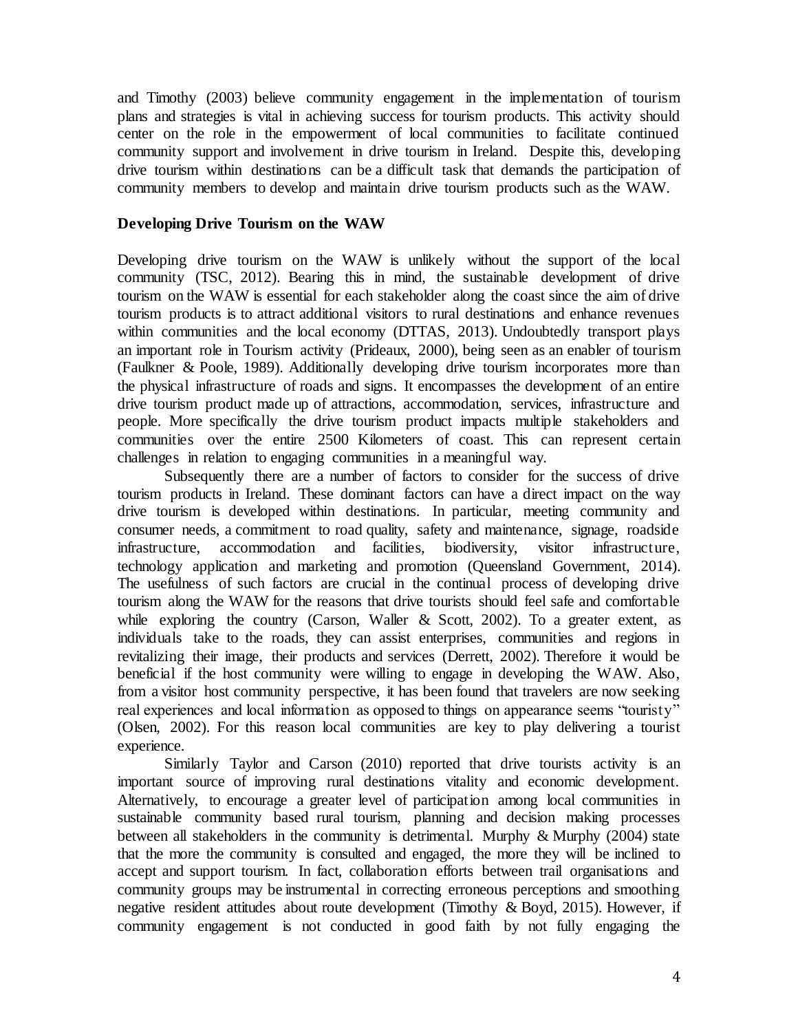and Timothy (2003) believe community engagement in the implementation of tourism plans and strategies is vital in achieving success for tourism products. This activity should center on the role in the empowerment of local communities to facilitate continued community support and involvement in drive tourism in Ireland. Despite this, developing drive tourism within destinations can be a difficult task that demands the participation of community members to develop and maintain drive tourism products such as the WAW.

**Developing Drive Tourism on the WAW**

Developing drive tourism on the WAW is unlikely without the support of the local community (TSC, 2012). Bearing this in mind, the sustainable development of drive tourism on the WAW is essential for each stakeholder along the coast since the aim of drive tourism products is to attract additional visitors to rural destinations and enhance revenues within communities and the local economy (DTTAS, 2013). Undoubtedly transport plays an important role in Tourism activity (Prideaux, 2000), being seen as an enabler of tourism (Faulkner & Poole, 1989). Additionally developing drive tourism incorporates more than the physical infrastructure of roads and signs. It encompasses the development of an entire drive tourism product made up of attractions, accommodation, services, infrastructure and people. More specifically the drive tourism product impacts multiple stakeholders and communities over the entire 2500 Kilometers of coast. This can represent certain challenges in relation to engaging communities in a meaningful way.

Subsequently there are a number of factors to consider for the success of drive tourism products in Ireland. These dominant factors can have a direct impact on the way drive tourism is developed within destinations. In particular, meeting community and consumer needs, a commitment to road quality, safety and maintenance, signage, roadside infrastructure, accommodation and facilities, biodiversity, visitor infrastructure, technology application and marketing and promotion (Queensland Government, 2014). The usefulness of such factors are crucial in the continual process of developing drive tourism along the WAW for the reasons that drive tourists should feel safe and comfortable while exploring the country (Carson, Waller & Scott, 2002). To a greater extent, as individuals take to the roads, they can assist enterprises, communities and regions in revitalizing their image, their products and services (Derrett, 2002). Therefore it would be beneficial if the host community were willing to engage in developing the WAW. Also, from a visitor host community perspective, it has been found that travelers are now seeking real experiences and local information as opposed to things on appearance seems "touristy" (Olsen, 2002). For this reason local communities are key to play delivering a tourist experience.

Similarly Taylor and Carson (2010) reported that drive tourists activity is an important source of improving rural destinations vitality and economic development. Alternatively, to encourage a greater level of participation among local communities in sustainable community based rural tourism, planning and decision making processes between all stakeholders in the community is detrimental. Murphy & Murphy (2004) state that the more the community is consulted and engaged, the more they will be inclined to accept and support tourism. In fact, collaboration efforts between trail organisations and community groups may be instrumental in correcting erroneous perceptions and smoothing negative resident attitudes about route development (Timothy & Boyd, 2015). However, if community engagement is not conducted in good faith by not fully engaging the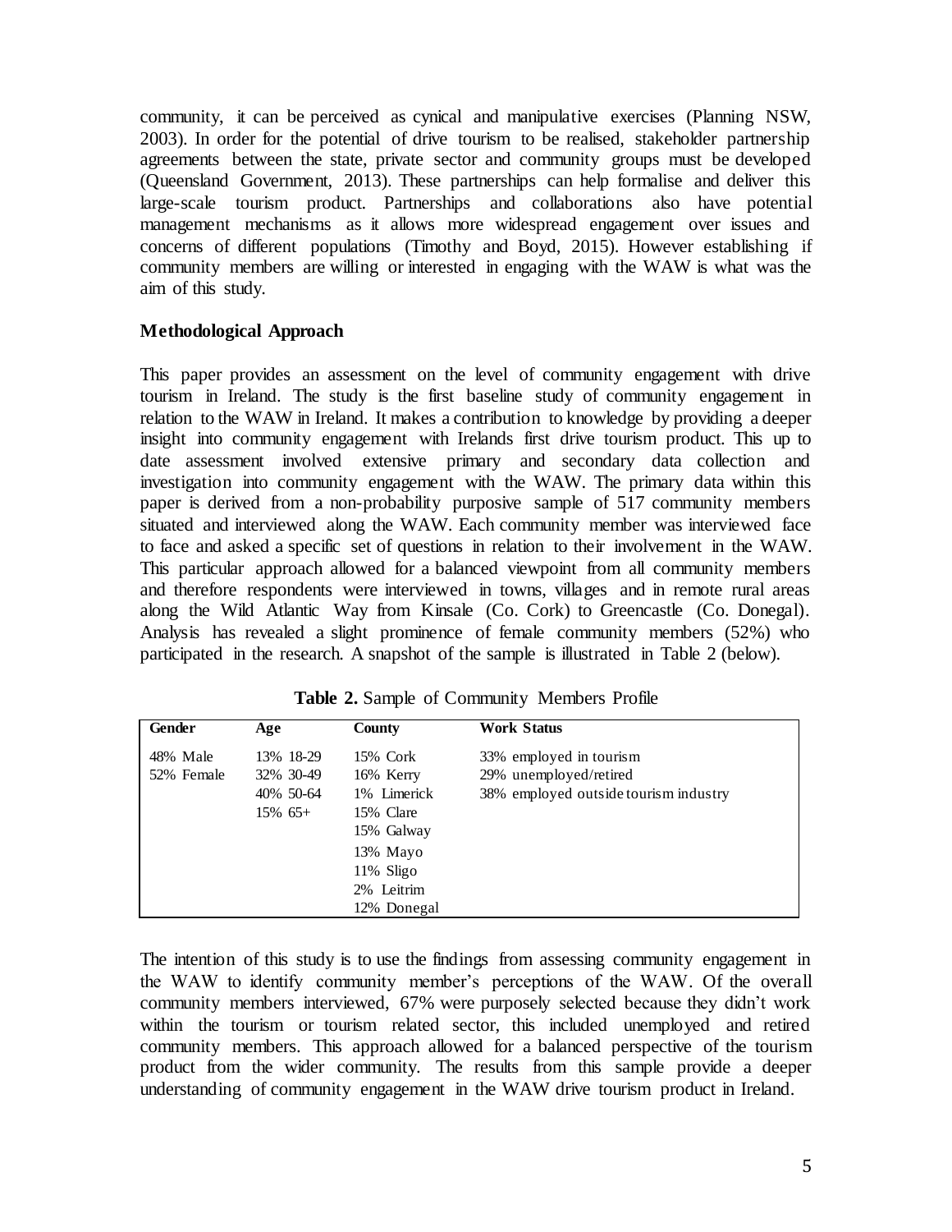community, it can be perceived as cynical and manipulative exercises (Planning NSW, 2003). In order for the potential of drive tourism to be realised, stakeholder partnership agreements between the state, private sector and community groups must be developed (Queensland Government, 2013). These partnerships can help formalise and deliver this large-scale tourism product. Partnerships and collaborations also have potential management mechanisms as it allows more widespread engagement over issues and concerns of different populations (Timothy and Boyd, 2015). However establishing if community members are willing or interested in engaging with the WAW is what was the aim of this study.

## Methodological Approach

This paper provides an assessment on the level of community engagement with drive tourism in Ireland. The study is the first baseline study of community engagement in relation to the WAW in Ireland. It makes a contribution to knowledge by providing a deeper insight into community engagement with Irelands first drive tourism product. This up to date assessment involved extensive primary and secondary data collection and investigation into community engagement with the WAW. The primary data within this paper is derived from a non-probability purposive sample of 517 community members situated and interviewed along the WAW. Each community member was interviewed face to face and asked a specific set of questions in relation to their involvement in the WAW. This particular approach allowed for a balanced viewpoint from all community members and therefore respondents were interviewed in towns, villages and in remote rural areas along the Wild Atlantic Way from Kinsale (Co. Cork) to Greencastle (Co. Donegal). Analysis has revealed a slight prominence of female community members (52%) who participated in the research. A snapshot of the sample is illustrated in Table 2 (below).

**Table 2.** Sample of Community Members Profile

| Gender | Age | County | Work Status |
|---|---|---|---|
| 48% Male | 13% 18-29 | 15% Cork | 33% employed in tourism |
| 52% Female | 32% 30-49 | 16% Kerry | 29% unemployed/retired |
| | 40% 50-64 | 1% Limerick | 38% employed outside tourism industry |
| | 15% 65+ | 15% Clare | |
| | | 15% Galway | |
| | | 13% Mayo | |
| | | 11% Sligo | |
| | | 2% Leitrim | |
| | | 12% Donegal | |

The intention of this study is to use the findings from assessing community engagement in the WAW to identify community member's perceptions of the WAW. Of the overall community members interviewed, 67% were purposely selected because they didn't work within the tourism or tourism related sector, this included unemployed and retired community members. This approach allowed for a balanced perspective of the tourism product from the wider community. The results from this sample provide a deeper understanding of community engagement in the WAW drive tourism product in Ireland.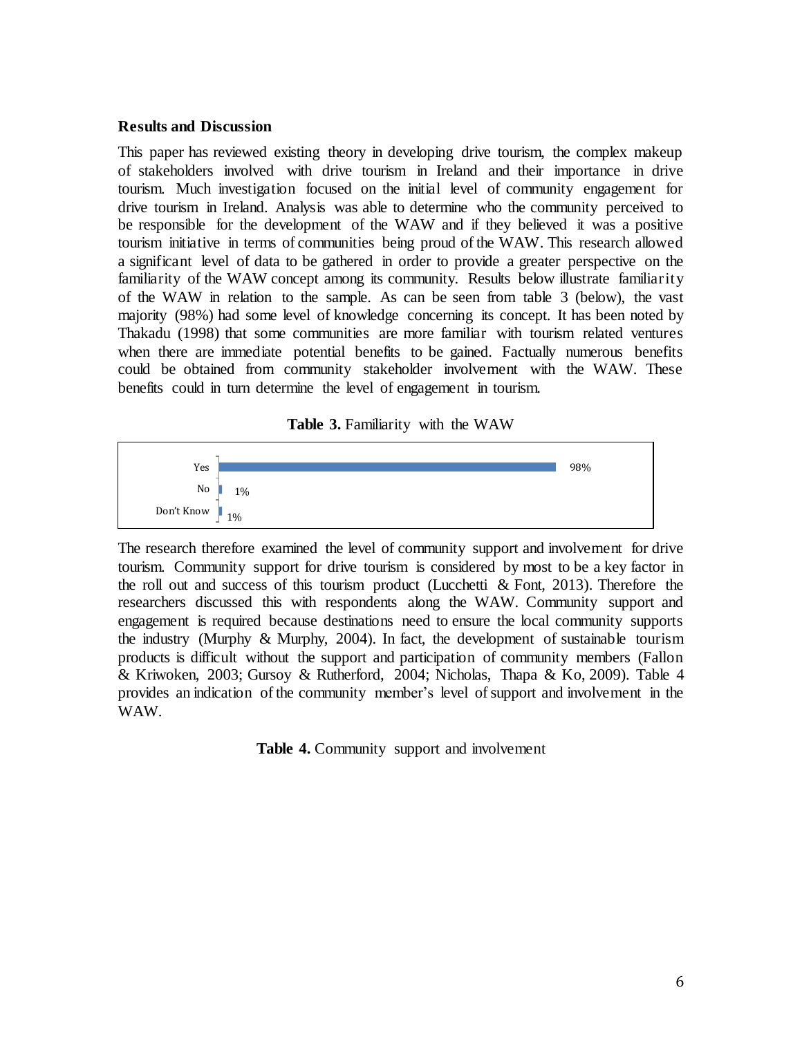**Results and Discussion**

This paper has reviewed existing theory in developing drive tourism, the complex makeup of stakeholders involved with drive tourism in Ireland and their importance in drive tourism. Much investigation focused on the initial level of community engagement for drive tourism in Ireland. Analysis was able to determine who the community perceived to be responsible for the development of the WAW and if they believed it was a positive tourism initiative in terms of communities being proud of the WAW. This research allowed a significant level of data to be gathered in order to provide a greater perspective on the familiarity of the WAW concept among its community. Results below illustrate familiarity of the WAW in relation to the sample. As can be seen from table 3 (below), the vast majority (98%) had some level of knowledge concerning its concept. It has been noted by Thakadu (1998) that some communities are more familiar with tourism related ventures when there are immediate potential benefits to be gained. Factually numerous benefits could be obtained from community stakeholder involvement with the WAW. These benefits could in turn determine the level of engagement in tourism.

**Table 3.** Familiarity with the WAW

| Response | % |
|---|---|
| Yes | 98% |
| No | 1% |
| Don't Know | 1% |

The research therefore examined the level of community support and involvement for drive tourism. Community support for drive tourism is considered by most to be a key factor in the roll out and success of this tourism product (Lucchetti & Font, 2013). Therefore the researchers discussed this with respondents along the WAW. Community support and engagement is required because destinations need to ensure the local community supports the industry (Murphy & Murphy, 2004). In fact, the development of sustainable tourism products is difficult without the support and participation of community members (Fallon & Kriwoken, 2003; Gursoy & Rutherford, 2004; Nicholas, Thapa & Ko, 2009). Table 4 provides an indication of the community member's level of support and involvement in the WAW.

**Table 4.** Community support and involvement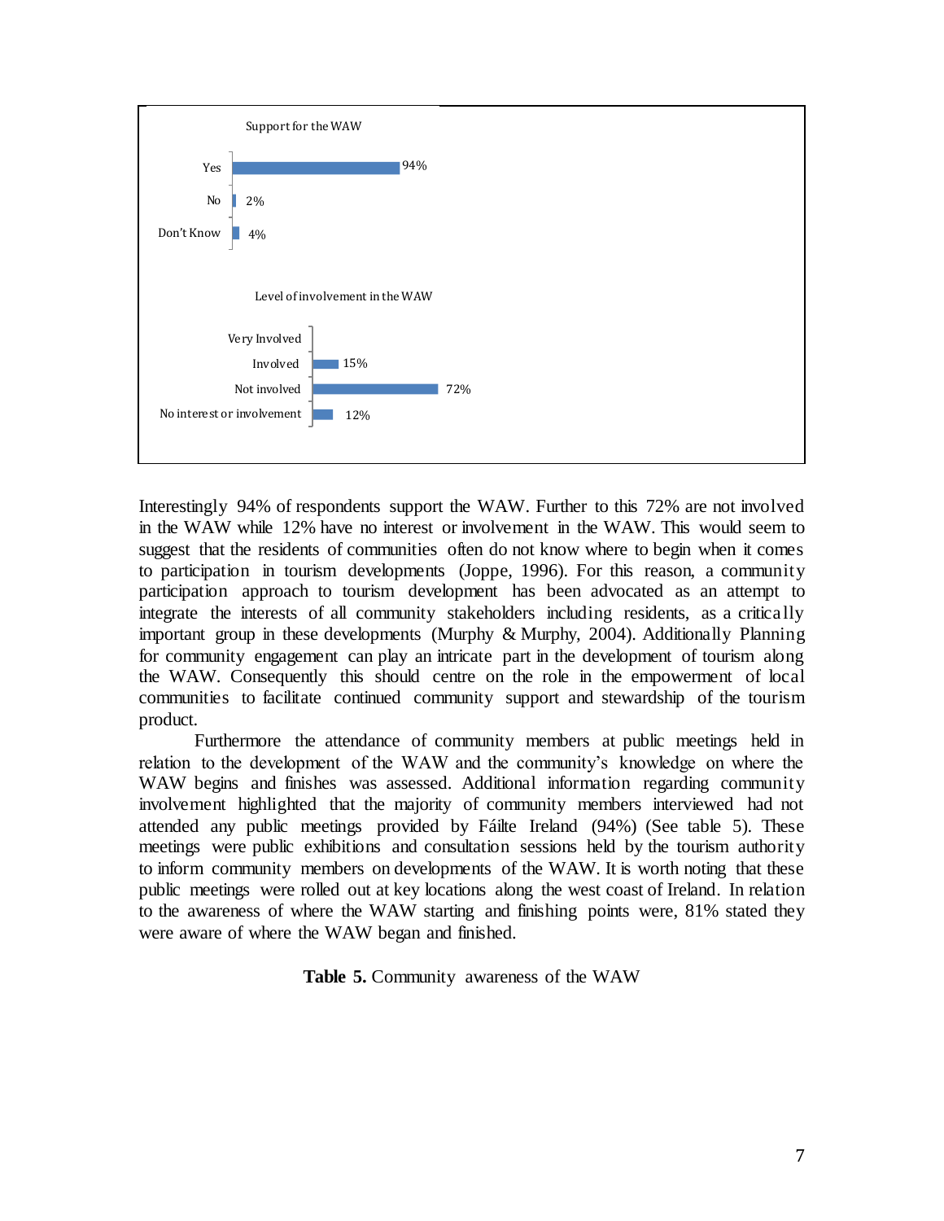Support for the WAW

| | |
|---|---|
| Yes | 94% |
| No | 2% |
| Don't Know | 4% |

Level of involvement in the WAW

| | |
|---|---|
| Very Involved | |
| Involved | 15% |
| Not involved | 72% |
| No interest or involvement | 12% |

Interestingly 94% of respondents support the WAW. Further to this 72% are not involved in the WAW while 12% have no interest or involvement in the WAW. This would seem to suggest that the residents of communities often do not know where to begin when it comes to participation in tourism developments (Joppe, 1996). For this reason, a community participation approach to tourism development has been advocated as an attempt to integrate the interests of all community stakeholders including residents, as a critically important group in these developments (Murphy & Murphy, 2004). Additionally Planning for community engagement can play an intricate part in the development of tourism along the WAW. Consequently this should centre on the role in the empowerment of local communities to facilitate continued community support and stewardship of the tourism product.

Furthermore the attendance of community members at public meetings held in relation to the development of the WAW and the community's knowledge on where the WAW begins and finishes was assessed. Additional information regarding community involvement highlighted that the majority of community members interviewed had not attended any public meetings provided by Fáilte Ireland (94%) (See table 5). These meetings were public exhibitions and consultation sessions held by the tourism authority to inform community members on developments of the WAW. It is worth noting that these public meetings were rolled out at key locations along the west coast of Ireland. In relation to the awareness of where the WAW starting and finishing points were, 81% stated they were aware of where the WAW began and finished.

**Table 5.** Community awareness of the WAW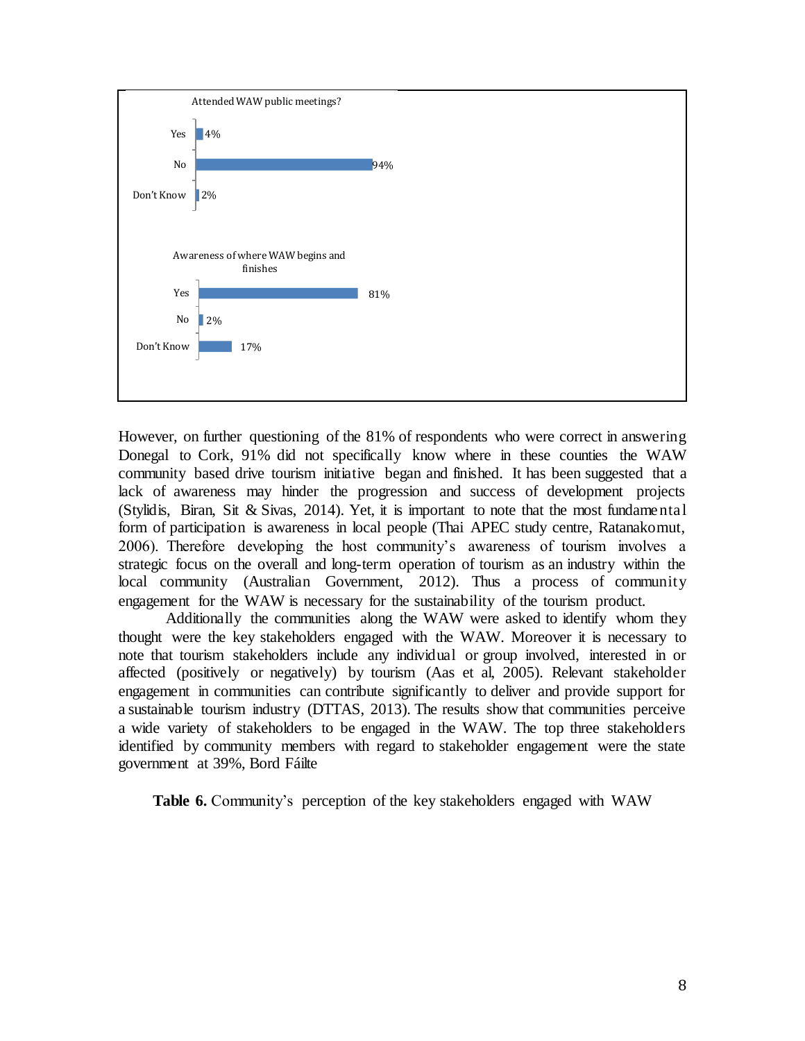Attended WAW public meetings?

| Response | % |
|---|---|
| Yes | 4% |
| No | 94% |
| Don't Know | 2% |

Awareness of where WAW begins and finishes

| Response | % |
|---|---|
| Yes | 81% |
| No | 2% |
| Don't Know | 17% |

However, on further questioning of the 81% of respondents who were correct in answering Donegal to Cork, 91% did not specifically know where in these counties the WAW community based drive tourism initiative began and finished. It has been suggested that a lack of awareness may hinder the progression and success of development projects (Stylidis, Biran, Sit & Sivas, 2014). Yet, it is important to note that the most fundamental form of participation is awareness in local people (Thai APEC study centre, Ratanakomut, 2006). Therefore developing the host community's awareness of tourism involves a strategic focus on the overall and long-term operation of tourism as an industry within the local community (Australian Government, 2012). Thus a process of community engagement for the WAW is necessary for the sustainability of the tourism product.

Additionally the communities along the WAW were asked to identify whom they thought were the key stakeholders engaged with the WAW. Moreover it is necessary to note that tourism stakeholders include any individual or group involved, interested in or affected (positively or negatively) by tourism (Aas et al, 2005). Relevant stakeholder engagement in communities can contribute significantly to deliver and provide support for a sustainable tourism industry (DTTAS, 2013). The results show that communities perceive a wide variety of stakeholders to be engaged in the WAW. The top three stakeholders identified by community members with regard to stakeholder engagement were the state government at 39%, Bord Fáilte

**Table 6.** Community's perception of the key stakeholders engaged with WAW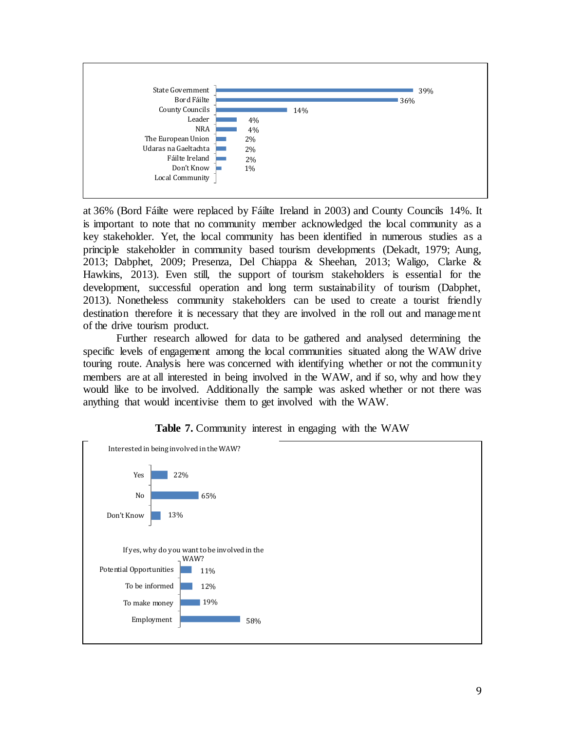| | |
|---|---|
| State Government | 39% |
| Bord Fáilte | 36% |
| County Councils | 14% |
| Leader | 4% |
| NRA | 4% |
| The European Union | 2% |
| Udaras na Gaeltachta | 2% |
| Fáilte Ireland | 2% |
| Don't Know | 1% |
| Local Community | |

at 36% (Bord Fáilte were replaced by Fáilte Ireland in 2003) and County Councils 14%. It is important to note that no community member acknowledged the local community as a key stakeholder. Yet, the local community has been identified in numerous studies as a principle stakeholder in community based tourism developments (Dekadt, 1979; Aung, 2013; Dabphet, 2009; Presenza, Del Chiappa & Sheehan, 2013; Waligo, Clarke & Hawkins, 2013). Even still, the support of tourism stakeholders is essential for the development, successful operation and long term sustainability of tourism (Dabphet, 2013). Nonetheless community stakeholders can be used to create a tourist friendly destination therefore it is necessary that they are involved in the roll out and management of the drive tourism product.

Further research allowed for data to be gathered and analysed determining the specific levels of engagement among the local communities situated along the WAW drive touring route. Analysis here was concerned with identifying whether or not the community members are at all interested in being involved in the WAW, and if so, why and how they would like to be involved. Additionally the sample was asked whether or not there was anything that would incentivise them to get involved with the WAW.

**Table 7.** Community interest in engaging with the WAW

| Interested in being involved in the WAW? | |
|---|---|
| Yes | 22% |
| No | 65% |
| Don't Know | 13% |

| If yes, why do you want to be involved in the WAW? | |
|---|---|
| Potential Opportunities | 11% |
| To be informed | 12% |
| To make money | 19% |
| Employment | 58% |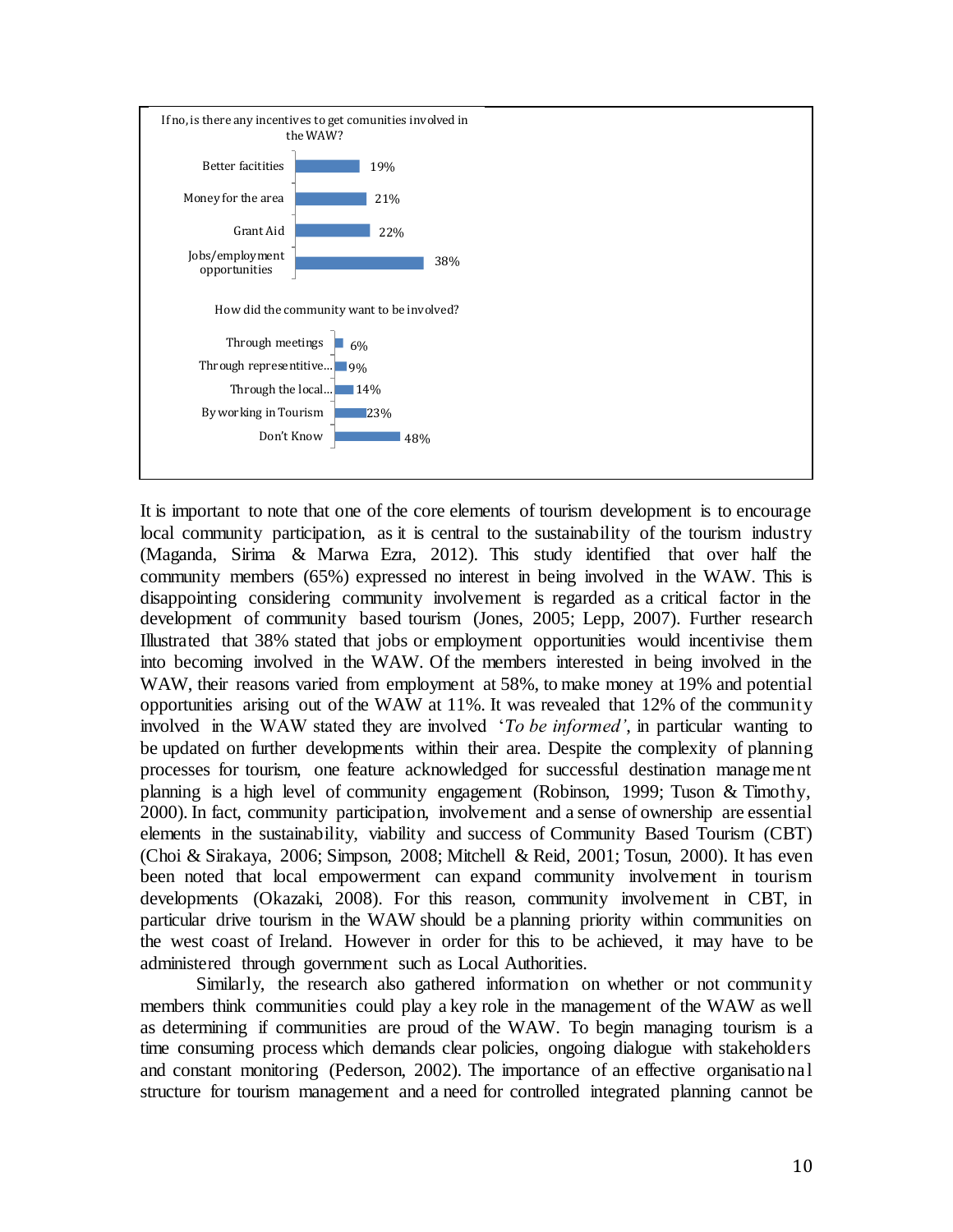If no, is there any incentives to get comunities involved in the WAW?

| Incentive | % |
|---|---|
| Better facitities | 19% |
| Money for the area | 21% |
| Grant Aid | 22% |
| Jobs/employment opportunities | 38% |

How did the community want to be involved?

| Involvement | % |
|---|---|
| Through meetings | 6% |
| Through representitive... | 9% |
| Through the local... | 14% |
| By working in Tourism | 23% |
| Don't Know | 48% |

It is important to note that one of the core elements of tourism development is to encourage local community participation, as it is central to the sustainability of the tourism industry (Maganda, Sirima & Marwa Ezra, 2012). This study identified that over half the community members (65%) expressed no interest in being involved in the WAW. This is disappointing considering community involvement is regarded as a critical factor in the development of community based tourism (Jones, 2005; Lepp, 2007). Further research Illustrated that 38% stated that jobs or employment opportunities would incentivise them into becoming involved in the WAW. Of the members interested in being involved in the WAW, their reasons varied from employment at 58%, to make money at 19% and potential opportunities arising out of the WAW at 11%. It was revealed that 12% of the community involved in the WAW stated they are involved '*To be informed'*, in particular wanting to be updated on further developments within their area. Despite the complexity of planning processes for tourism, one feature acknowledged for successful destination management planning is a high level of community engagement (Robinson, 1999; Tuson & Timothy, 2000). In fact, community participation, involvement and a sense of ownership are essential elements in the sustainability, viability and success of Community Based Tourism (CBT) (Choi & Sirakaya, 2006; Simpson, 2008; Mitchell & Reid, 2001; Tosun, 2000). It has even been noted that local empowerment can expand community involvement in tourism developments (Okazaki, 2008). For this reason, community involvement in CBT, in particular drive tourism in the WAW should be a planning priority within communities on the west coast of Ireland. However in order for this to be achieved, it may have to be administered through government such as Local Authorities.

Similarly, the research also gathered information on whether or not community members think communities could play a key role in the management of the WAW as well as determining if communities are proud of the WAW. To begin managing tourism is a time consuming process which demands clear policies, ongoing dialogue with stakeholders and constant monitoring (Pederson, 2002). The importance of an effective organisational structure for tourism management and a need for controlled integrated planning cannot be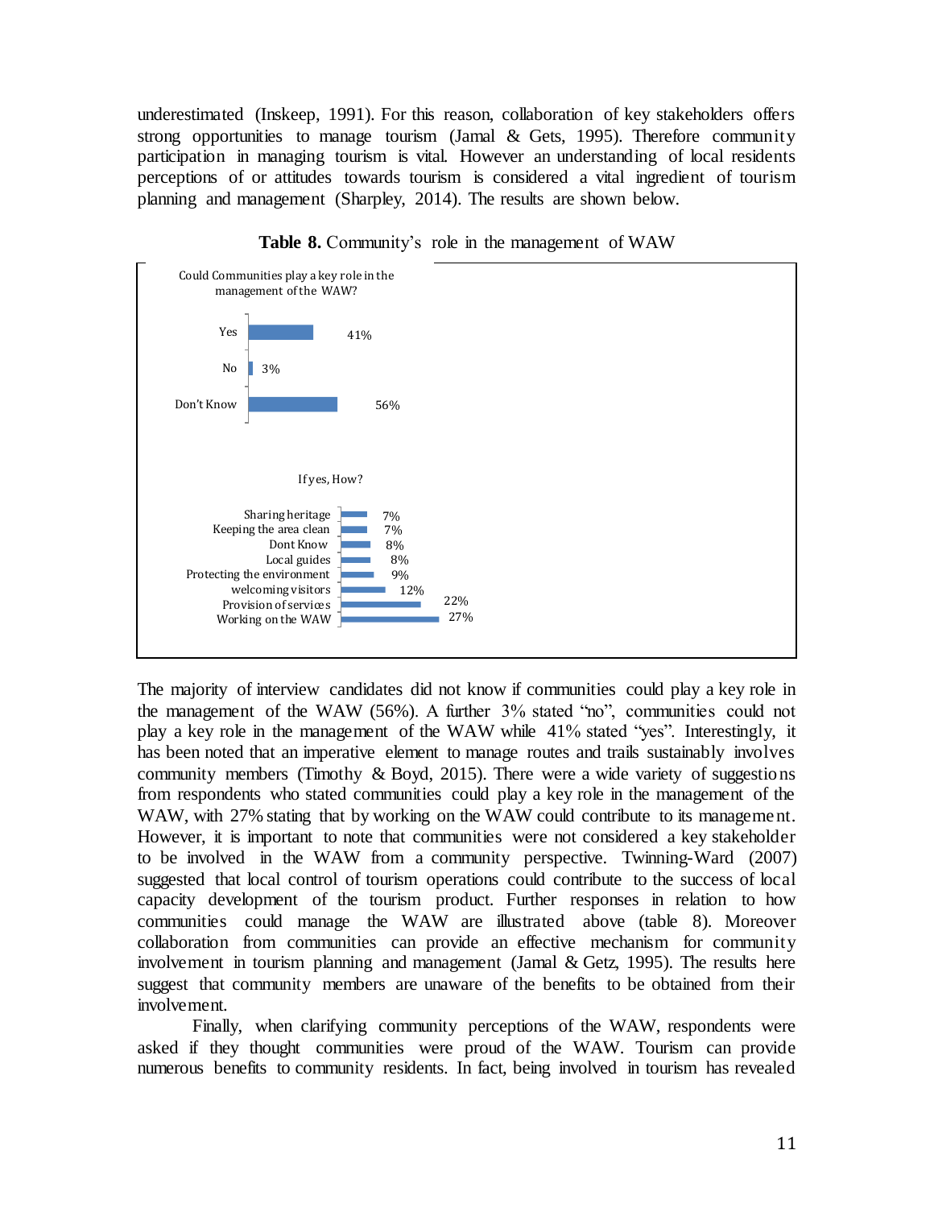underestimated (Inskeep, 1991). For this reason, collaboration of key stakeholders offers strong opportunities to manage tourism (Jamal & Gets, 1995). Therefore community participation in managing tourism is vital. However an understanding of local residents perceptions of or attitudes towards tourism is considered a vital ingredient of tourism planning and management (Sharpley, 2014). The results are shown below.

**Table 8.** Community's role in the management of WAW

Could Communities play a key role in the management of the WAW?

| Response | % |
|---|---|
| Yes | 41% |
| No | 3% |
| Don't Know | 56% |

If yes, How?

| Response | % |
|---|---|
| Sharing heritage | 7% |
| Keeping the area clean | 7% |
| Dont Know | 8% |
| Local guides | 8% |
| Protecting the environment | 9% |
| welcoming visitors | 12% |
| Provision of services | 22% |
| Working on the WAW | 27% |

The majority of interview candidates did not know if communities could play a key role in the management of the WAW (56%). A further 3% stated "no", communities could not play a key role in the management of the WAW while 41% stated "yes". Interestingly, it has been noted that an imperative element to manage routes and trails sustainably involves community members (Timothy & Boyd, 2015). There were a wide variety of suggestions from respondents who stated communities could play a key role in the management of the WAW, with 27% stating that by working on the WAW could contribute to its management. However, it is important to note that communities were not considered a key stakeholder to be involved in the WAW from a community perspective. Twinning-Ward (2007) suggested that local control of tourism operations could contribute to the success of local capacity development of the tourism product. Further responses in relation to how communities could manage the WAW are illustrated above (table 8). Moreover collaboration from communities can provide an effective mechanism for community involvement in tourism planning and management (Jamal & Getz, 1995). The results here suggest that community members are unaware of the benefits to be obtained from their involvement.

Finally, when clarifying community perceptions of the WAW, respondents were asked if they thought communities were proud of the WAW. Tourism can provide numerous benefits to community residents. In fact, being involved in tourism has revealed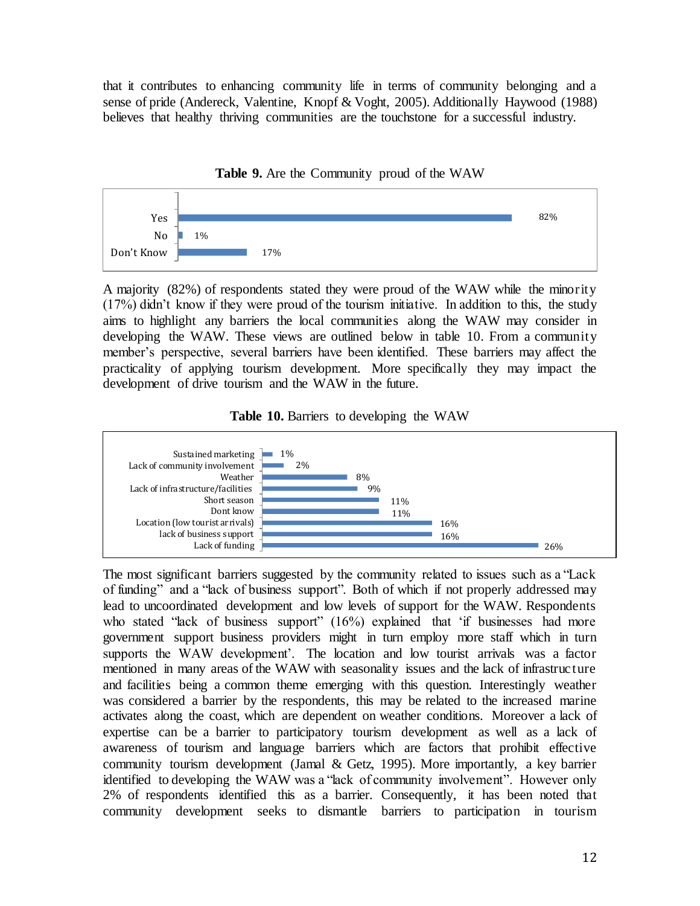that it contributes to enhancing community life in terms of community belonging and a sense of pride (Andereck, Valentine, Knopf & Voght, 2005). Additionally Haywood (1988) believes that healthy thriving communities are the touchstone for a successful industry.

**Table 9.** Are the Community proud of the WAW

| Response | Percentage |
|---|---|
| Yes | 82% |
| No | 1% |
| Don't Know | 17% |

A majority (82%) of respondents stated they were proud of the WAW while the minority (17%) didn't know if they were proud of the tourism initiative. In addition to this, the study aims to highlight any barriers the local communities along the WAW may consider in developing the WAW. These views are outlined below in table 10. From a community member's perspective, several barriers have been identified. These barriers may affect the practicality of applying tourism development. More specifically they may impact the development of drive tourism and the WAW in the future.

**Table 10.** Barriers to developing the WAW

| Barrier | Percentage |
|---|---|
| Sustained marketing | 1% |
| Lack of community involvement | 2% |
| Weather | 8% |
| Lack of infrastructure/facilities | 9% |
| Short season | 11% |
| Dont know | 11% |
| Location (low tourist arrivals) | 16% |
| lack of business support | 16% |
| Lack of funding | 26% |

The most significant barriers suggested by the community related to issues such as a "Lack of funding" and a "lack of business support". Both of which if not properly addressed may lead to uncoordinated development and low levels of support for the WAW. Respondents who stated "lack of business support" (16%) explained that 'if businesses had more government support business providers might in turn employ more staff which in turn supports the WAW development'. The location and low tourist arrivals was a factor mentioned in many areas of the WAW with seasonality issues and the lack of infrastructure and facilities being a common theme emerging with this question. Interestingly weather was considered a barrier by the respondents, this may be related to the increased marine activates along the coast, which are dependent on weather conditions. Moreover a lack of expertise can be a barrier to participatory tourism development as well as a lack of awareness of tourism and language barriers which are factors that prohibit effective community tourism development (Jamal & Getz, 1995). More importantly, a key barrier identified to developing the WAW was a "lack of community involvement". However only 2% of respondents identified this as a barrier. Consequently, it has been noted that community development seeks to dismantle barriers to participation in tourism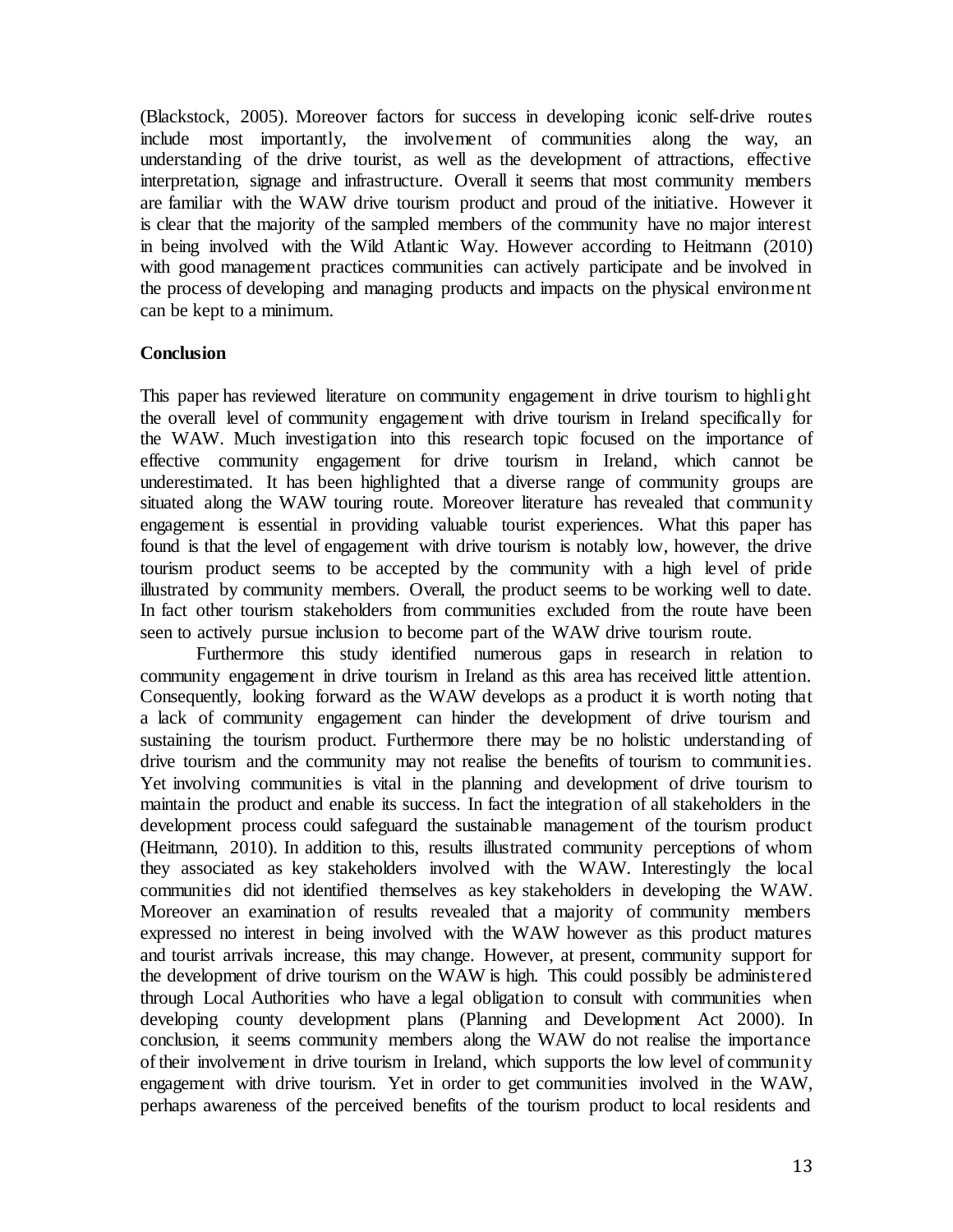(Blackstock, 2005). Moreover factors for success in developing iconic self-drive routes include most importantly, the involvement of communities along the way, an understanding of the drive tourist, as well as the development of attractions, effective interpretation, signage and infrastructure. Overall it seems that most community members are familiar with the WAW drive tourism product and proud of the initiative. However it is clear that the majority of the sampled members of the community have no major interest in being involved with the Wild Atlantic Way. However according to Heitmann (2010) with good management practices communities can actively participate and be involved in the process of developing and managing products and impacts on the physical environment can be kept to a minimum.

**Conclusion**

This paper has reviewed literature on community engagement in drive tourism to highlight the overall level of community engagement with drive tourism in Ireland specifically for the WAW. Much investigation into this research topic focused on the importance of effective community engagement for drive tourism in Ireland, which cannot be underestimated. It has been highlighted that a diverse range of community groups are situated along the WAW touring route. Moreover literature has revealed that community engagement is essential in providing valuable tourist experiences. What this paper has found is that the level of engagement with drive tourism is notably low, however, the drive tourism product seems to be accepted by the community with a high level of pride illustrated by community members. Overall, the product seems to be working well to date. In fact other tourism stakeholders from communities excluded from the route have been seen to actively pursue inclusion to become part of the WAW drive tourism route.

Furthermore this study identified numerous gaps in research in relation to community engagement in drive tourism in Ireland as this area has received little attention. Consequently, looking forward as the WAW develops as a product it is worth noting that a lack of community engagement can hinder the development of drive tourism and sustaining the tourism product. Furthermore there may be no holistic understanding of drive tourism and the community may not realise the benefits of tourism to communities. Yet involving communities is vital in the planning and development of drive tourism to maintain the product and enable its success. In fact the integration of all stakeholders in the development process could safeguard the sustainable management of the tourism product (Heitmann, 2010). In addition to this, results illustrated community perceptions of whom they associated as key stakeholders involved with the WAW. Interestingly the local communities did not identified themselves as key stakeholders in developing the WAW. Moreover an examination of results revealed that a majority of community members expressed no interest in being involved with the WAW however as this product matures and tourist arrivals increase, this may change. However, at present, community support for the development of drive tourism on the WAW is high. This could possibly be administered through Local Authorities who have a legal obligation to consult with communities when developing county development plans (Planning and Development Act 2000). In conclusion, it seems community members along the WAW do not realise the importance of their involvement in drive tourism in Ireland, which supports the low level of community engagement with drive tourism. Yet in order to get communities involved in the WAW, perhaps awareness of the perceived benefits of the tourism product to local residents and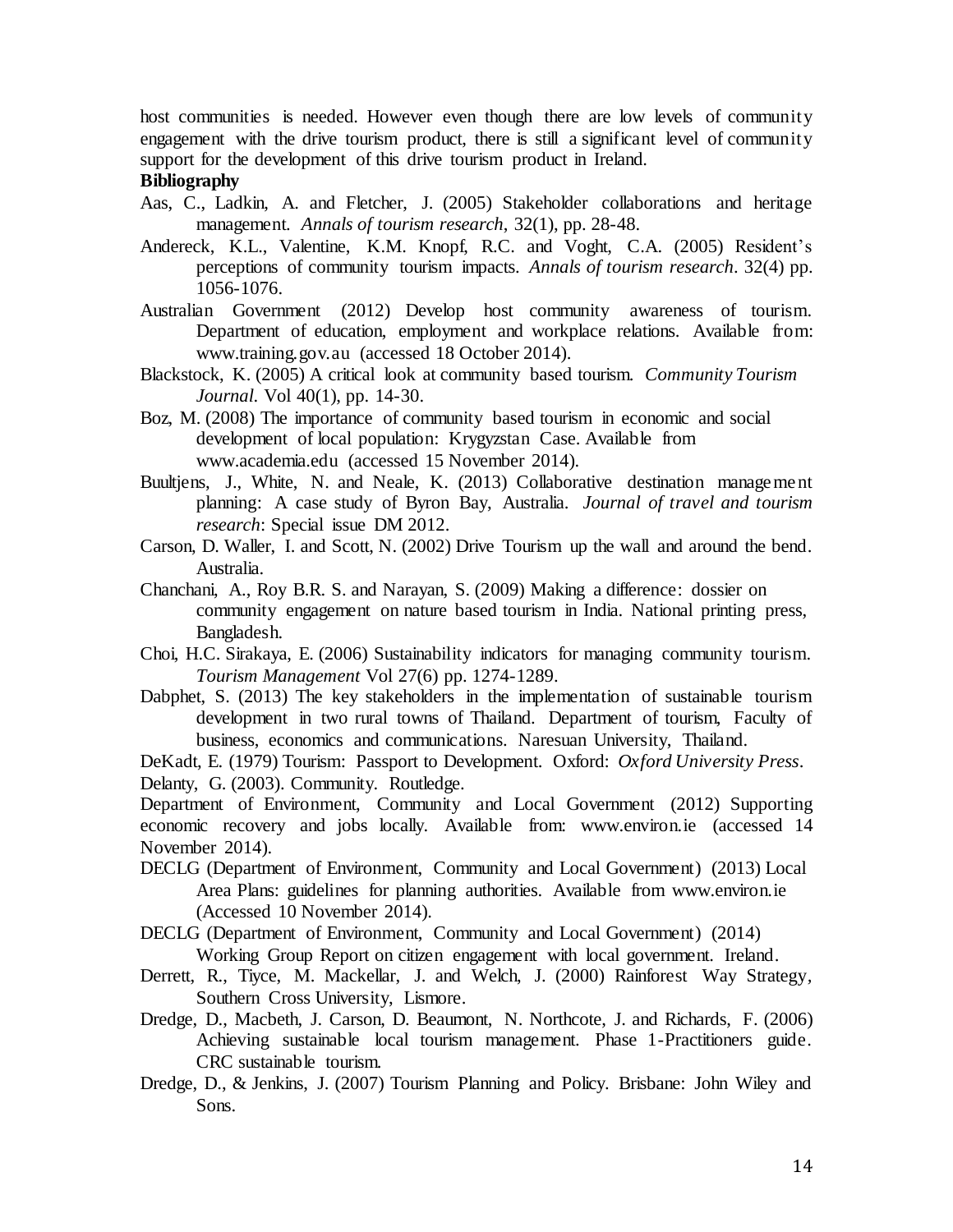host communities is needed. However even though there are low levels of community engagement with the drive tourism product, there is still a significant level of community support for the development of this drive tourism product in Ireland.

**Bibliography**

Aas, C., Ladkin, A. and Fletcher, J. (2005) Stakeholder collaborations and heritage management. *Annals of tourism research*, 32(1), pp. 28-48.

Andereck, K.L., Valentine, K.M. Knopf, R.C. and Voght, C.A. (2005) Resident's perceptions of community tourism impacts. *Annals of tourism research*. 32(4) pp. 1056-1076.

Australian Government (2012) Develop host community awareness of tourism. Department of education, employment and workplace relations. Available from: www.training.gov.au (accessed 18 October 2014).

Blackstock, K. (2005) A critical look at community based tourism. *Community Tourism Journal.* Vol 40(1), pp. 14-30.

Boz, M. (2008) The importance of community based tourism in economic and social development of local population: Krygyzstan Case. Available from www.academia.edu (accessed 15 November 2014).

Buultjens, J., White, N. and Neale, K. (2013) Collaborative destination management planning: A case study of Byron Bay, Australia. *Journal of travel and tourism research*: Special issue DM 2012.

Carson, D. Waller, I. and Scott, N. (2002) Drive Tourism up the wall and around the bend. Australia.

Chanchani, A., Roy B.R. S. and Narayan, S. (2009) Making a difference: dossier on community engagement on nature based tourism in India. National printing press, Bangladesh.

Choi, H.C. Sirakaya, E. (2006) Sustainability indicators for managing community tourism. *Tourism Management* Vol 27(6) pp. 1274-1289.

Dabphet, S. (2013) The key stakeholders in the implementation of sustainable tourism development in two rural towns of Thailand. Department of tourism, Faculty of business, economics and communications. Naresuan University, Thailand.

DeKadt, E. (1979) Tourism: Passport to Development. Oxford: *Oxford University Press*.

Delanty, G. (2003). Community. Routledge.

Department of Environment, Community and Local Government (2012) Supporting economic recovery and jobs locally. Available from: www.environ.ie (accessed 14 November 2014).

DECLG (Department of Environment, Community and Local Government) (2013) Local Area Plans: guidelines for planning authorities. Available from www.environ.ie (Accessed 10 November 2014).

DECLG (Department of Environment, Community and Local Government) (2014) Working Group Report on citizen engagement with local government. Ireland.

Derrett, R., Tiyce, M. Mackellar, J. and Welch, J. (2000) Rainforest Way Strategy, Southern Cross University, Lismore.

Dredge, D., Macbeth, J. Carson, D. Beaumont, N. Northcote, J. and Richards, F. (2006) Achieving sustainable local tourism management. Phase 1-Practitioners guide. CRC sustainable tourism.

Dredge, D., & Jenkins, J. (2007) Tourism Planning and Policy. Brisbane: John Wiley and Sons.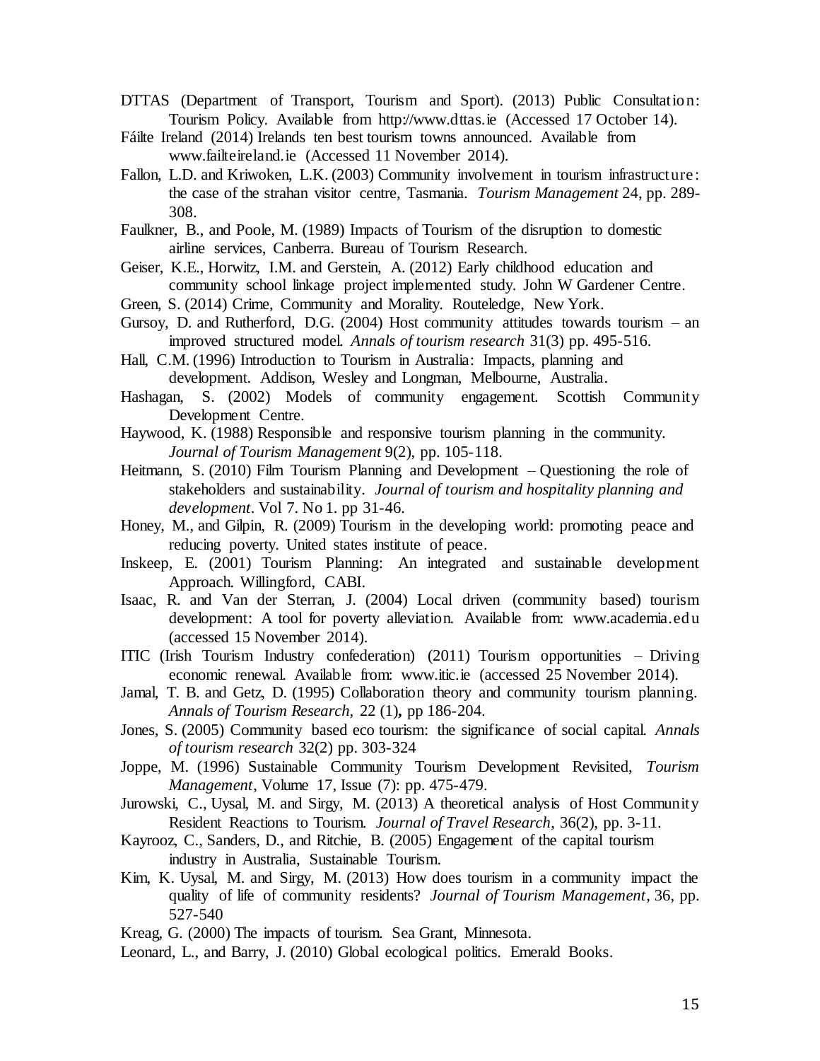DTTAS (Department of Transport, Tourism and Sport). (2013) Public Consultation: Tourism Policy. Available from http://www.dttas.ie (Accessed 17 October 14).

Fáilte Ireland (2014) Irelands ten best tourism towns announced. Available from www.failteireland.ie (Accessed 11 November 2014).

Fallon, L.D. and Kriwoken, L.K. (2003) Community involvement in tourism infrastructure: the case of the strahan visitor centre, Tasmania. *Tourism Management* 24, pp. 289-308.

Faulkner, B., and Poole, M. (1989) Impacts of Tourism of the disruption to domestic airline services, Canberra. Bureau of Tourism Research.

Geiser, K.E., Horwitz, I.M. and Gerstein, A. (2012) Early childhood education and community school linkage project implemented study. John W Gardener Centre.

Green, S. (2014) Crime, Community and Morality. Routeledge, New York.

Gursoy, D. and Rutherford, D.G. (2004) Host community attitudes towards tourism – an improved structured model. *Annals of tourism research* 31(3) pp. 495-516.

Hall, C.M. (1996) Introduction to Tourism in Australia: Impacts, planning and development. Addison, Wesley and Longman, Melbourne, Australia.

Hashagan, S. (2002) Models of community engagement. Scottish Community Development Centre.

Haywood, K. (1988) Responsible and responsive tourism planning in the community. *Journal of Tourism Management* 9(2), pp. 105-118.

Heitmann, S. (2010) Film Tourism Planning and Development – Questioning the role of stakeholders and sustainability. *Journal of tourism and hospitality planning and development*. Vol 7. No 1. pp 31-46.

Honey, M., and Gilpin, R. (2009) Tourism in the developing world: promoting peace and reducing poverty. United states institute of peace.

Inskeep, E. (2001) Tourism Planning: An integrated and sustainable development Approach. Willingford, CABI.

Isaac, R. and Van der Sterran, J. (2004) Local driven (community based) tourism development: A tool for poverty alleviation. Available from: www.academia.edu (accessed 15 November 2014).

ITIC (Irish Tourism Industry confederation) (2011) Tourism opportunities – Driving economic renewal. Available from: www.itic.ie (accessed 25 November 2014).

Jamal, T. B. and Getz, D. (1995) Collaboration theory and community tourism planning. *Annals of Tourism Research,* 22 (1)**,** pp 186-204.

Jones, S. (2005) Community based eco tourism: the significance of social capital. *Annals of tourism research* 32(2) pp. 303-324

Joppe, M. (1996) Sustainable Community Tourism Development Revisited, *Tourism Management*, Volume 17, Issue (7): pp. 475-479.

Jurowski, C., Uysal, M. and Sirgy, M. (2013) A theoretical analysis of Host Community Resident Reactions to Tourism. *Journal of Travel Research*, 36(2), pp. 3-11.

Kayrooz, C., Sanders, D., and Ritchie, B. (2005) Engagement of the capital tourism industry in Australia, Sustainable Tourism.

Kim, K. Uysal, M. and Sirgy, M. (2013) How does tourism in a community impact the quality of life of community residents? *Journal of Tourism Management*, 36, pp. 527-540

Kreag, G. (2000) The impacts of tourism. Sea Grant, Minnesota.

Leonard, L., and Barry, J. (2010) Global ecological politics. Emerald Books.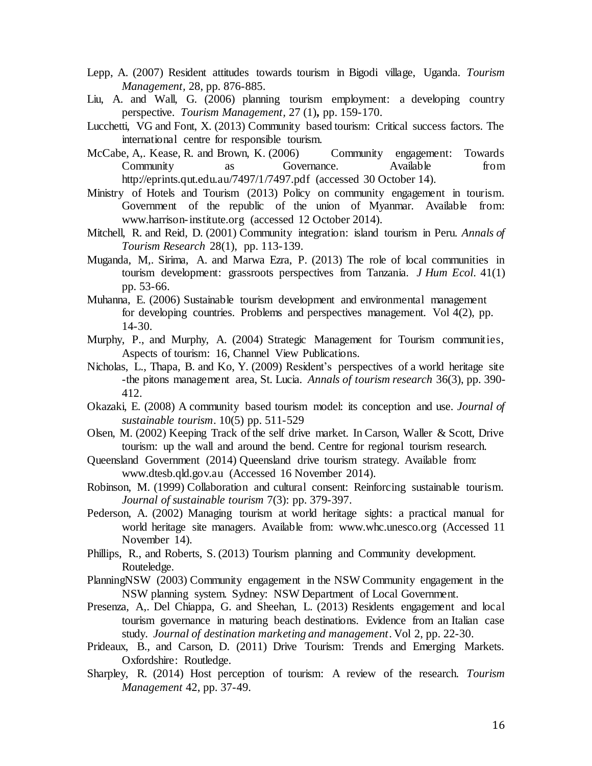Lepp, A. (2007) Resident attitudes towards tourism in Bigodi village, Uganda. *Tourism Management*, 28, pp. 876-885.

Liu, A. and Wall, G. (2006) planning tourism employment: a developing country perspective. *Tourism Management*, 27 (1)**,** pp. 159-170.

Lucchetti, VG and Font, X. (2013) Community based tourism: Critical success factors. The international centre for responsible tourism.

McCabe, A,. Kease, R. and Brown, K. (2006) Community engagement: Towards Community as Governance. Available from http://eprints.qut.edu.au/7497/1/7497.pdf (accessed 30 October 14).

Ministry of Hotels and Tourism (2013) Policy on community engagement in tourism. Government of the republic of the union of Myanmar. Available from: www.harrison-institute.org (accessed 12 October 2014).

Mitchell, R. and Reid, D. (2001) Community integration: island tourism in Peru. *Annals of Tourism Research* 28(1), pp. 113-139.

Muganda, M,. Sirima, A. and Marwa Ezra, P. (2013) The role of local communities in tourism development: grassroots perspectives from Tanzania. *J Hum Ecol*. 41(1) pp. 53-66.

Muhanna, E. (2006) Sustainable tourism development and environmental management for developing countries. Problems and perspectives management. Vol 4(2), pp. 14-30.

Murphy, P., and Murphy, A. (2004) Strategic Management for Tourism communities, Aspects of tourism: 16, Channel View Publications.

Nicholas, L., Thapa, B. and Ko, Y. (2009) Resident's perspectives of a world heritage site -the pitons management area, St. Lucia. *Annals of tourism research* 36(3), pp. 390-412.

Okazaki, E. (2008) A community based tourism model: its conception and use. *Journal of sustainable tourism*. 10(5) pp. 511-529

Olsen, M. (2002) Keeping Track of the self drive market. In Carson, Waller & Scott, Drive tourism: up the wall and around the bend. Centre for regional tourism research.

Queensland Government (2014) Queensland drive tourism strategy. Available from: www.dtesb.qld.gov.au (Accessed 16 November 2014).

Robinson, M. (1999) Collaboration and cultural consent: Reinforcing sustainable tourism. *Journal of sustainable tourism* 7(3): pp. 379-397.

Pederson, A. (2002) Managing tourism at world heritage sights: a practical manual for world heritage site managers. Available from: www.whc.unesco.org (Accessed 11 November 14).

Phillips, R., and Roberts, S. (2013) Tourism planning and Community development. Routeledge.

PlanningNSW (2003) Community engagement in the NSW Community engagement in the NSW planning system. Sydney: NSW Department of Local Government.

Presenza, A,. Del Chiappa, G. and Sheehan, L. (2013) Residents engagement and local tourism governance in maturing beach destinations. Evidence from an Italian case study. *Journal of destination marketing and management*. Vol 2, pp. 22-30.

Prideaux, B., and Carson, D. (2011) Drive Tourism: Trends and Emerging Markets. Oxfordshire: Routledge.

Sharpley, R. (2014) Host perception of tourism: A review of the research. *Tourism Management* 42, pp. 37-49.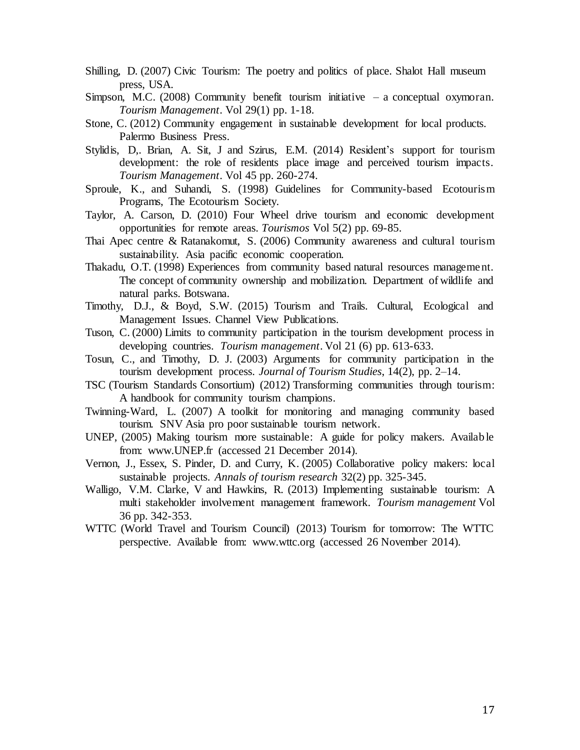Shilling, D. (2007) Civic Tourism: The poetry and politics of place. Shalot Hall museum press, USA.

Simpson, M.C. (2008) Community benefit tourism initiative – a conceptual oxymoran. *Tourism Management*. Vol 29(1) pp. 1-18.

Stone, C. (2012) Community engagement in sustainable development for local products. Palermo Business Press.

Stylidis, D,. Brian, A. Sit, J and Szirus, E.M. (2014) Resident's support for tourism development: the role of residents place image and perceived tourism impacts. *Tourism Management*. Vol 45 pp. 260-274.

Sproule, K., and Suhandi, S. (1998) Guidelines for Community-based Ecotourism Programs, The Ecotourism Society.

Taylor, A. Carson, D. (2010) Four Wheel drive tourism and economic development opportunities for remote areas. *Tourismos* Vol 5(2) pp. 69-85.

Thai Apec centre & Ratanakomut, S. (2006) Community awareness and cultural tourism sustainability. Asia pacific economic cooperation.

Thakadu, O.T. (1998) Experiences from community based natural resources management. The concept of community ownership and mobilization. Department of wildlife and natural parks. Botswana.

Timothy, D.J., & Boyd, S.W. (2015) Tourism and Trails. Cultural, Ecological and Management Issues. Channel View Publications.

Tuson, C. (2000) Limits to community participation in the tourism development process in developing countries. *Tourism management*. Vol 21 (6) pp. 613-633.

Tosun, C., and Timothy, D. J. (2003) Arguments for community participation in the tourism development process. *Journal of Tourism Studies*, 14(2), pp. 2–14.

TSC (Tourism Standards Consortium) (2012) Transforming communities through tourism: A handbook for community tourism champions.

Twinning-Ward, L. (2007) A toolkit for monitoring and managing community based tourism. SNV Asia pro poor sustainable tourism network.

UNEP, (2005) Making tourism more sustainable: A guide for policy makers. Available from: www.UNEP.fr (accessed 21 December 2014).

Vernon, J., Essex, S. Pinder, D. and Curry, K. (2005) Collaborative policy makers: local sustainable projects. *Annals of tourism research* 32(2) pp. 325-345.

Walligo, V.M. Clarke, V and Hawkins, R. (2013) Implementing sustainable tourism: A multi stakeholder involvement management framework. *Tourism management* Vol 36 pp. 342-353.

WTTC (World Travel and Tourism Council) (2013) Tourism for tomorrow: The WTTC perspective. Available from: www.wttc.org (accessed 26 November 2014).